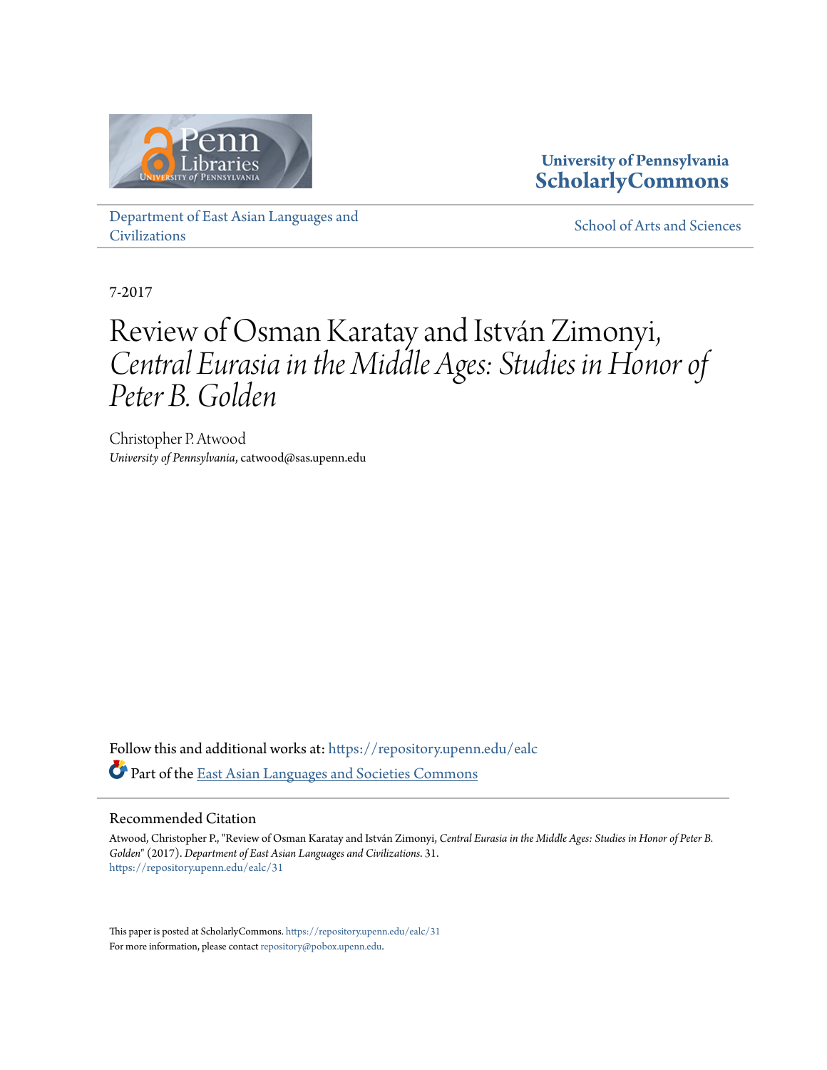University of Pennsylvania
**ScholarlyCommons**

Department of East Asian Languages and Civilizations

School of Arts and Sciences

7-2017

# Review of Osman Karatay and István Zimonyi, *Central Eurasia in the Middle Ages: Studies in Honor of Peter B. Golden*

Christopher P. Atwood
*University of Pennsylvania*, catwood@sas.upenn.edu

Follow this and additional works at: https://repository.upenn.edu/ealc

Part of the East Asian Languages and Societies Commons

## Recommended Citation

Atwood, Christopher P., "Review of Osman Karatay and István Zimonyi, *Central Eurasia in the Middle Ages: Studies in Honor of Peter B. Golden*" (2017). *Department of East Asian Languages and Civilizations*. 31.
https://repository.upenn.edu/ealc/31

This paper is posted at ScholarlyCommons. https://repository.upenn.edu/ealc/31
For more information, please contact repository@pobox.upenn.edu.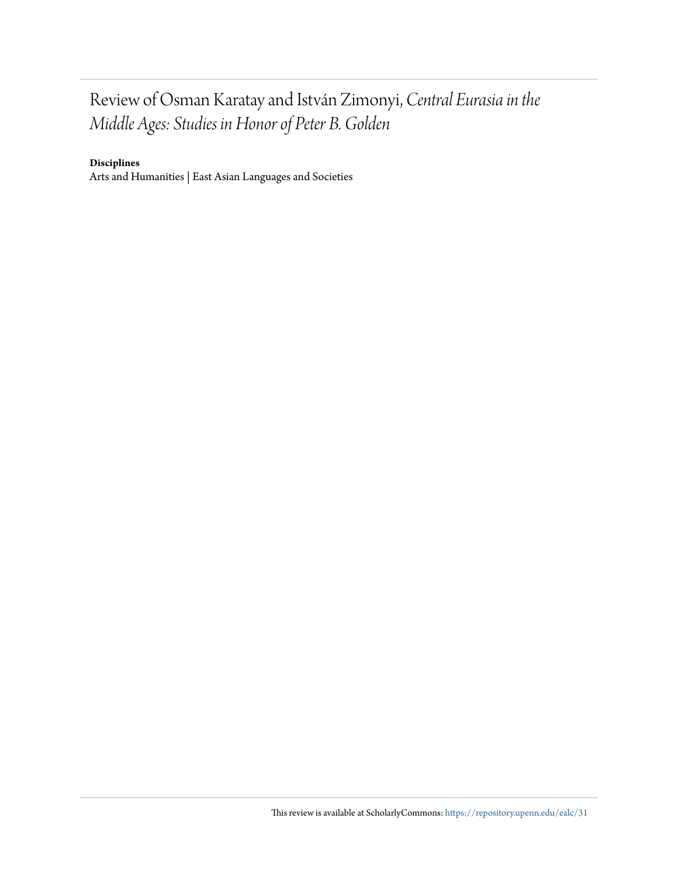# Review of Osman Karatay and István Zimonyi, *Central Eurasia in the Middle Ages: Studies in Honor of Peter B. Golden*

**Disciplines**

Arts and Humanities | East Asian Languages and Societies

This review is available at ScholarlyCommons: https://repository.upenn.edu/ealc/31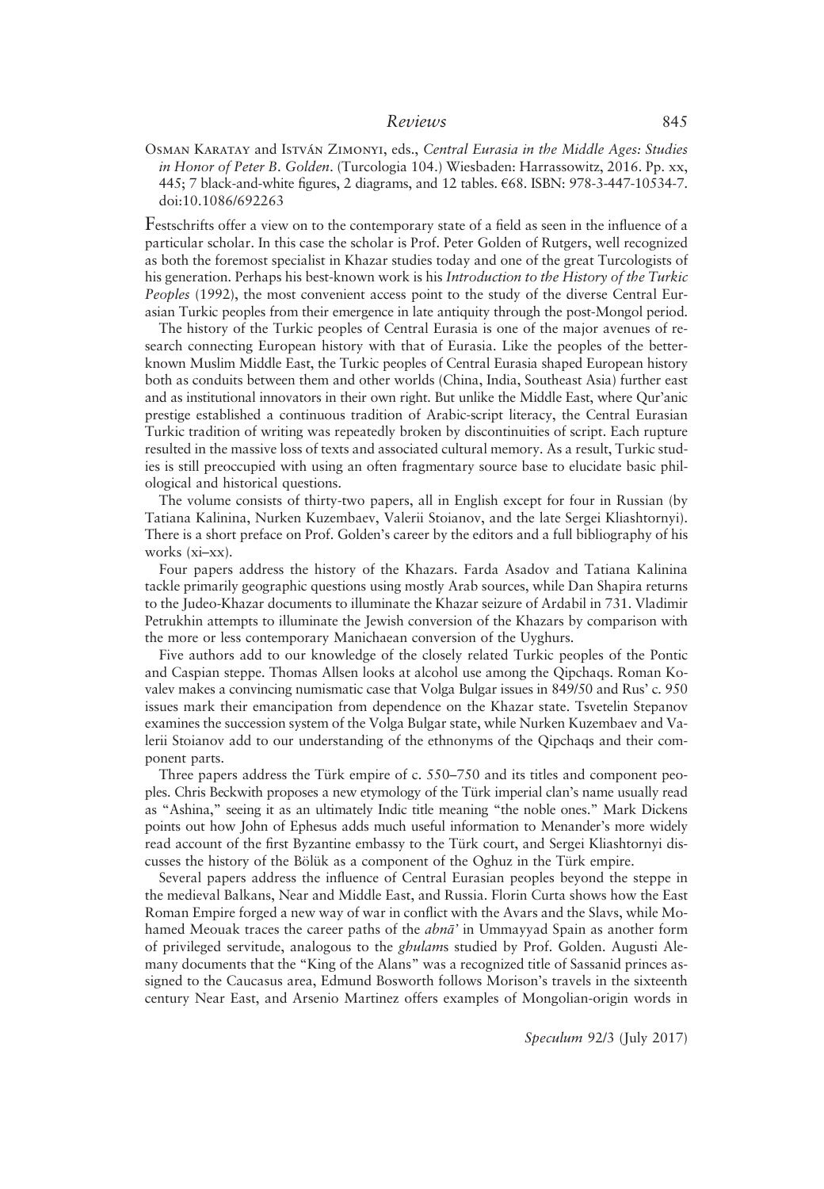Osman Karatay and István Zimonyi, eds., *Central Eurasia in the Middle Ages: Studies in Honor of Peter B. Golden*. (Turcologia 104.) Wiesbaden: Harrassowitz, 2016. Pp. xx, 445; 7 black-and-white figures, 2 diagrams, and 12 tables. €68. ISBN: 978-3-447-10534-7. doi:10.1086/692263

Festschrifts offer a view on to the contemporary state of a field as seen in the influence of a particular scholar. In this case the scholar is Prof. Peter Golden of Rutgers, well recognized as both the foremost specialist in Khazar studies today and one of the great Turcologists of his generation. Perhaps his best-known work is his *Introduction to the History of the Turkic Peoples* (1992), the most convenient access point to the study of the diverse Central Eurasian Turkic peoples from their emergence in late antiquity through the post-Mongol period.

The history of the Turkic peoples of Central Eurasia is one of the major avenues of research connecting European history with that of Eurasia. Like the peoples of the better-known Muslim Middle East, the Turkic peoples of Central Eurasia shaped European history both as conduits between them and other worlds (China, India, Southeast Asia) further east and as institutional innovators in their own right. But unlike the Middle East, where Qur'anic prestige established a continuous tradition of Arabic-script literacy, the Central Eurasian Turkic tradition of writing was repeatedly broken by discontinuities of script. Each rupture resulted in the massive loss of texts and associated cultural memory. As a result, Turkic studies is still preoccupied with using an often fragmentary source base to elucidate basic philological and historical questions.

The volume consists of thirty-two papers, all in English except for four in Russian (by Tatiana Kalinina, Nurken Kuzembaev, Valerii Stoianov, and the late Sergei Kliashtornyi). There is a short preface on Prof. Golden's career by the editors and a full bibliography of his works (xi–xx).

Four papers address the history of the Khazars. Farda Asadov and Tatiana Kalinina tackle primarily geographic questions using mostly Arab sources, while Dan Shapira returns to the Judeo-Khazar documents to illuminate the Khazar seizure of Ardabil in 731. Vladimir Petrukhin attempts to illuminate the Jewish conversion of the Khazars by comparison with the more or less contemporary Manichaean conversion of the Uyghurs.

Five authors add to our knowledge of the closely related Turkic peoples of the Pontic and Caspian steppe. Thomas Allsen looks at alcohol use among the Qipchaqs. Roman Kovalev makes a convincing numismatic case that Volga Bulgar issues in 849/50 and Rus' c. 950 issues mark their emancipation from dependence on the Khazar state. Tsvetelin Stepanov examines the succession system of the Volga Bulgar state, while Nurken Kuzembaev and Valerii Stoianov add to our understanding of the ethnonyms of the Qipchaqs and their component parts.

Three papers address the Türk empire of c. 550–750 and its titles and component peoples. Chris Beckwith proposes a new etymology of the Türk imperial clan's name usually read as "Ashina," seeing it as an ultimately Indic title meaning "the noble ones." Mark Dickens points out how John of Ephesus adds much useful information to Menander's more widely read account of the first Byzantine embassy to the Türk court, and Sergei Kliashtornyi discusses the history of the Bölük as a component of the Oghuz in the Türk empire.

Several papers address the influence of Central Eurasian peoples beyond the steppe in the medieval Balkans, Near and Middle East, and Russia. Florin Curta shows how the East Roman Empire forged a new way of war in conflict with the Avars and the Slavs, while Mohamed Meouak traces the career paths of the *abnā'* in Ummayyad Spain as another form of privileged servitude, analogous to the *ghulam*s studied by Prof. Golden. Augusti Alemany documents that the "King of the Alans" was a recognized title of Sassanid princes assigned to the Caucasus area, Edmund Bosworth follows Morison's travels in the sixteenth century Near East, and Arsenio Martinez offers examples of Mongolian-origin words in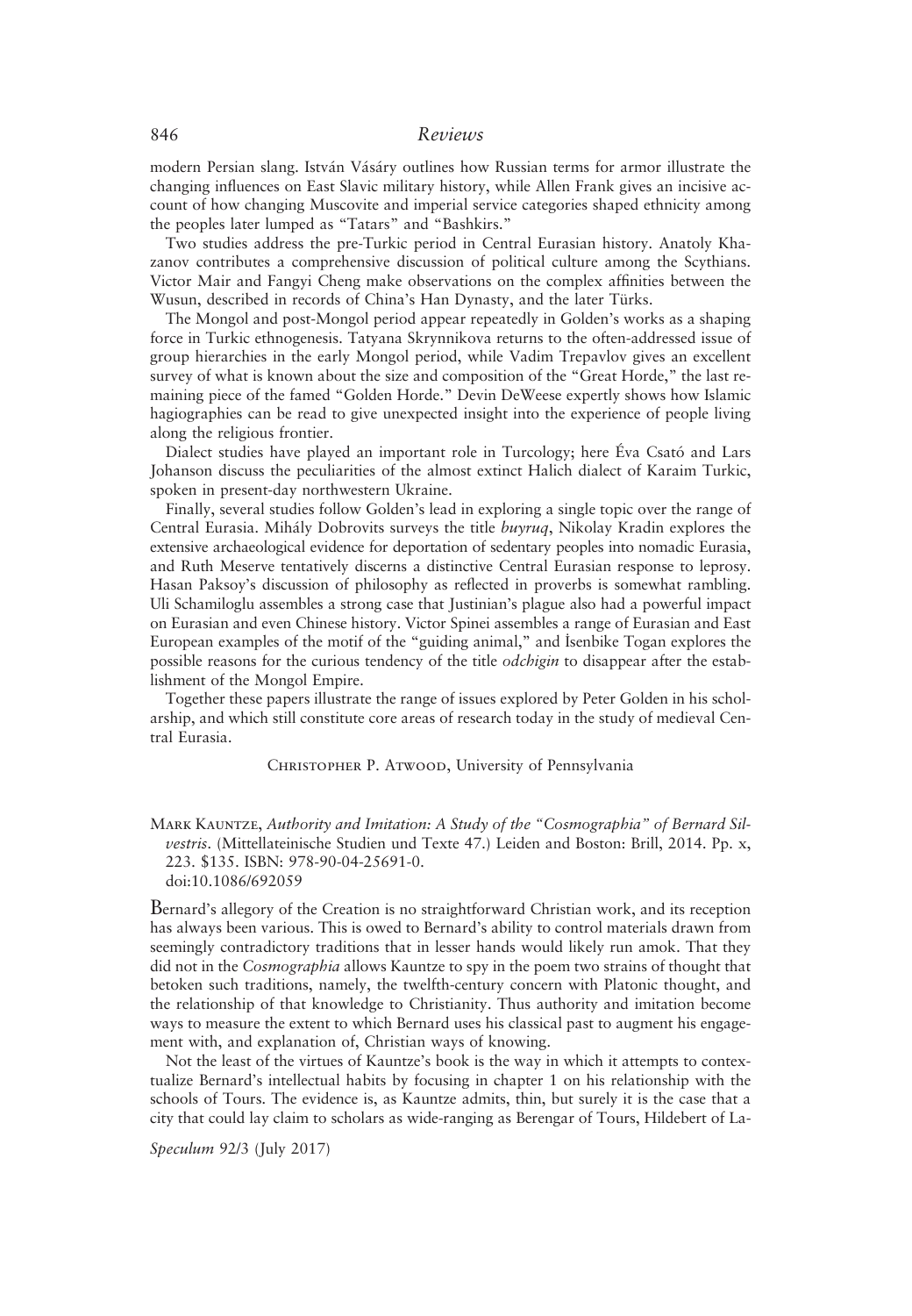modern Persian slang. István Vásáry outlines how Russian terms for armor illustrate the changing influences on East Slavic military history, while Allen Frank gives an incisive account of how changing Muscovite and imperial service categories shaped ethnicity among the peoples later lumped as "Tatars" and "Bashkirs."

Two studies address the pre-Turkic period in Central Eurasian history. Anatoly Khazanov contributes a comprehensive discussion of political culture among the Scythians. Victor Mair and Fangyi Cheng make observations on the complex affinities between the Wusun, described in records of China's Han Dynasty, and the later Türks.

The Mongol and post-Mongol period appear repeatedly in Golden's works as a shaping force in Turkic ethnogenesis. Tatyana Skrynnikova returns to the often-addressed issue of group hierarchies in the early Mongol period, while Vadim Trepavlov gives an excellent survey of what is known about the size and composition of the "Great Horde," the last remaining piece of the famed "Golden Horde." Devin DeWeese expertly shows how Islamic hagiographies can be read to give unexpected insight into the experience of people living along the religious frontier.

Dialect studies have played an important role in Turcology; here Éva Csató and Lars Johanson discuss the peculiarities of the almost extinct Halich dialect of Karaim Turkic, spoken in present-day northwestern Ukraine.

Finally, several studies follow Golden's lead in exploring a single topic over the range of Central Eurasia. Mihály Dobrovits surveys the title *buyruq*, Nikolay Kradin explores the extensive archaeological evidence for deportation of sedentary peoples into nomadic Eurasia, and Ruth Meserve tentatively discerns a distinctive Central Eurasian response to leprosy. Hasan Paksoy's discussion of philosophy as reflected in proverbs is somewhat rambling. Uli Schamiloglu assembles a strong case that Justinian's plague also had a powerful impact on Eurasian and even Chinese history. Victor Spinei assembles a range of Eurasian and East European examples of the motif of the "guiding animal," and İsenbike Togan explores the possible reasons for the curious tendency of the title *odchigin* to disappear after the establishment of the Mongol Empire.

Together these papers illustrate the range of issues explored by Peter Golden in his scholarship, and which still constitute core areas of research today in the study of medieval Central Eurasia.

Christopher P. Atwood, University of Pennsylvania

Mark Kauntze, *Authority and Imitation: A Study of the "Cosmographia" of Bernard Silvestris.* (Mittellateinische Studien und Texte 47.) Leiden and Boston: Brill, 2014. Pp. x, 223. $135. ISBN: 978-90-04-25691-0.
doi:10.1086/692059

Bernard's allegory of the Creation is no straightforward Christian work, and its reception has always been various. This is owed to Bernard's ability to control materials drawn from seemingly contradictory traditions that in lesser hands would likely run amok. That they did not in the *Cosmographia* allows Kauntze to spy in the poem two strains of thought that betoken such traditions, namely, the twelfth-century concern with Platonic thought, and the relationship of that knowledge to Christianity. Thus authority and imitation become ways to measure the extent to which Bernard uses his classical past to augment his engagement with, and explanation of, Christian ways of knowing.

Not the least of the virtues of Kauntze's book is the way in which it attempts to contextualize Bernard's intellectual habits by focusing in chapter 1 on his relationship with the schools of Tours. The evidence is, as Kauntze admits, thin, but surely it is the case that a city that could lay claim to scholars as wide-ranging as Berengar of Tours, Hildebert of La-